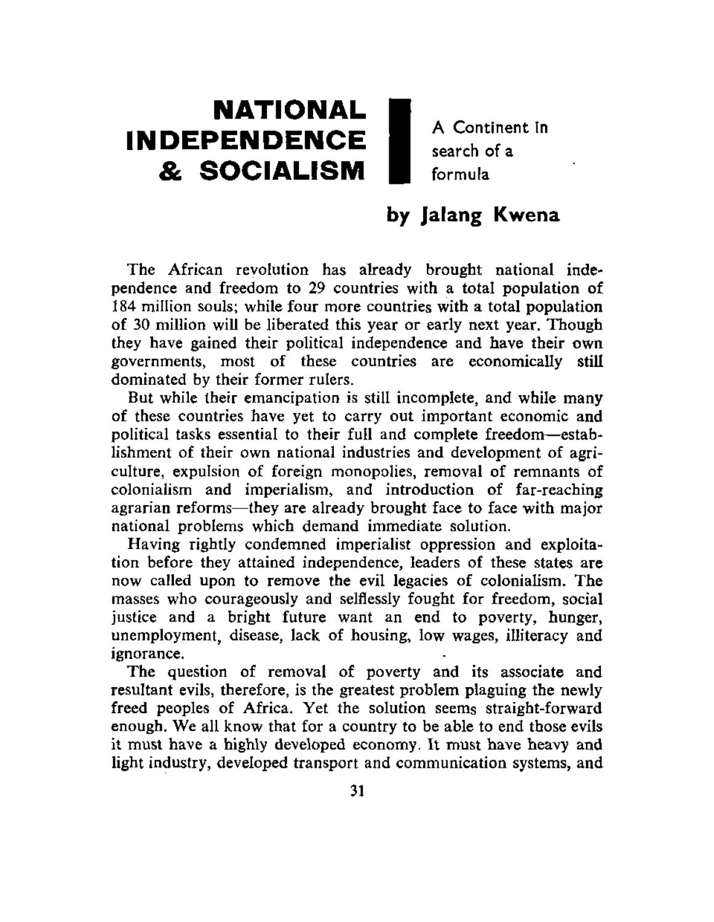# NATIONAL INDEPENDENCE & SOCIALISM

A Continent in search of a formula

**by Jalang Kwena**

The African revolution has already brought national independence and freedom to 29 countries with a total population of 184 million souls; while four more countries with a total population of 30 million will be liberated this year or early next year. Though they have gained their political independence and have their own governments, most of these countries are economically still dominated by their former rulers.

But while their emancipation is still incomplete, and while many of these countries have yet to carry out important economic and political tasks essential to their full and complete freedom—establishment of their own national industries and development of agriculture, expulsion of foreign monopolies, removal of remnants of colonialism and imperialism, and introduction of far-reaching agrarian reforms—they are already brought face to face with major national problems which demand immediate solution.

Having rightly condemned imperialist oppression and exploitation before they attained independence, leaders of these states are now called upon to remove the evil legacies of colonialism. The masses who courageously and selflessly fought for freedom, social justice and a bright future want an end to poverty, hunger, unemployment, disease, lack of housing, low wages, illiteracy and ignorance.

The question of removal of poverty and its associate and resultant evils, therefore, is the greatest problem plaguing the newly freed peoples of Africa. Yet the solution seems straight-forward enough. We all know that for a country to be able to end those evils it must have a highly developed economy. It must have heavy and light industry, developed transport and communication systems, and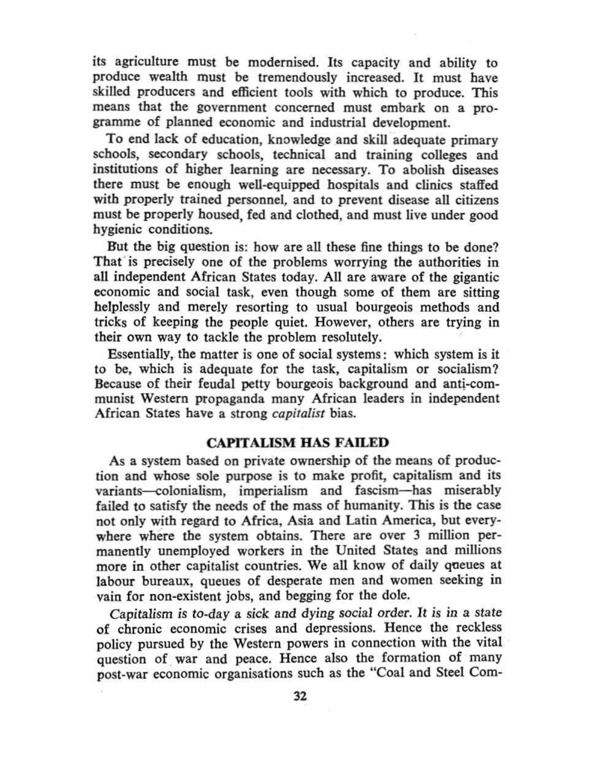its agriculture must be modernised. Its capacity and ability to produce wealth must be tremendously increased. It must have skilled producers and efficient tools with which to produce. This means that the government concerned must embark on a programme of planned economic and industrial development.

To end lack of education, knowledge and skill adequate primary schools, secondary schools, technical and training colleges and institutions of higher learning are necessary. To abolish diseases there must be enough well-equipped hospitals and clinics staffed with properly trained personnel, and to prevent disease all citizens must be properly housed, fed and clothed, and must live under good hygienic conditions.

But the big question is: how are all these fine things to be done? That is precisely one of the problems worrying the authorities in all independent African States today. All are aware of the gigantic economic and social task, even though some of them are sitting helplessly and merely resorting to usual bourgeois methods and tricks of keeping the people quiet. However, others are trying in their own way to tackle the problem resolutely.

Essentially, the matter is one of social systems: which system is it to be, which is adequate for the task, capitalism or socialism? Because of their feudal petty bourgeois background and anti-communist Western propaganda many African leaders in independent African States have a strong *capitalist* bias.

## CAPITALISM HAS FAILED

As a system based on private ownership of the means of production and whose sole purpose is to make profit, capitalism and its variants—colonialism, imperialism and fascism—has miserably failed to satisfy the needs of the mass of humanity. This is the case not only with regard to Africa, Asia and Latin America, but everywhere where the system obtains. There are over 3 million permanently unemployed workers in the United States and millions more in other capitalist countries. We all know of daily queues at labour bureaux, queues of desperate men and women seeking in vain for non-existent jobs, and begging for the dole.

*Capitalism is to-day a sick and dying social order. It is in a state* of chronic economic crises and depressions. Hence the reckless policy pursued by the Western powers in connection with the vital question of war and peace. Hence also the formation of many post-war economic organisations such as the "Coal and Steel Com-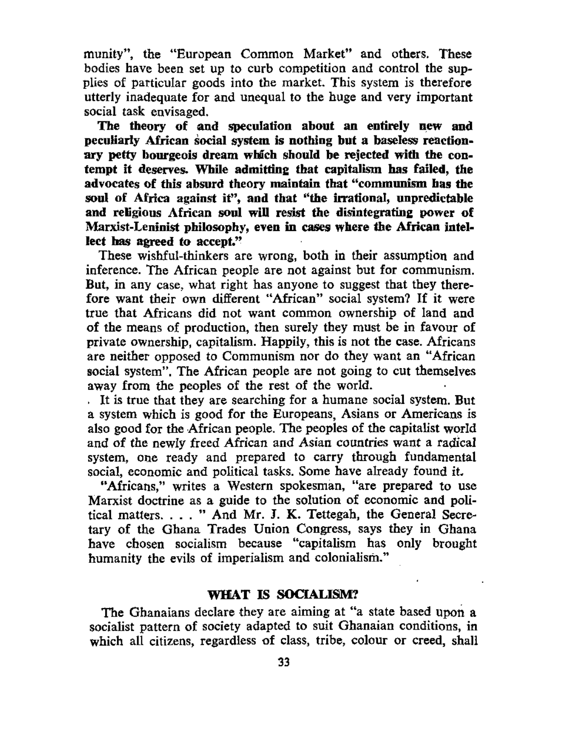munity", the "European Common Market" and others. These bodies have been set up to curb competition and control the supplies of particular goods into the market. This system is therefore utterly inadequate for and unequal to the huge and very important social task envisaged.

**The theory of and speculation about an entirely new and peculiarly African social system is nothing but a baseless reactionary petty bourgeois dream which should be rejected with the contempt it deserves. While admitting that capitalism has failed, the advocates of this absurd theory maintain that "communism has the soul of Africa against it", and that "the irrational, unpredictable and religious African soul will resist the disintegrating power of Marxist-Leninist philosophy, even in cases where the African intellect has agreed to accept."**

These wishful-thinkers are wrong, both in their assumption and inference. The African people are not against but for communism. But, in any case, what right has anyone to suggest that they therefore want their own different "African" social system? If it were true that Africans did not want common ownership of land and of the means of production, then surely they must be in favour of private ownership, capitalism. Happily, this is not the case. Africans are neither opposed to Communism nor do they want an "African social system". The African people are not going to cut themselves away from the peoples of the rest of the world.

It is true that they are searching for a humane social system. But a system which is good for the Europeans, Asians or Americans is also good for the African people. The peoples of the capitalist world and of the newly freed African and Asian countries want a radical system, one ready and prepared to carry through fundamental social, economic and political tasks. Some have already found it.

"Africans," writes a Western spokesman, "are prepared to use Marxist doctrine as a guide to the solution of economic and political matters. . . . " And Mr. J. K. Tettegah, the General Secretary of the Ghana Trades Union Congress, says they in Ghana have chosen socialism because "capitalism has only brought humanity the evils of imperialism and colonialism."

## WHAT IS SOCIALISM?

The Ghanaians declare they are aiming at "a state based upon a socialist pattern of society adapted to suit Ghanaian conditions, in which all citizens, regardless of class, tribe, colour or creed, shall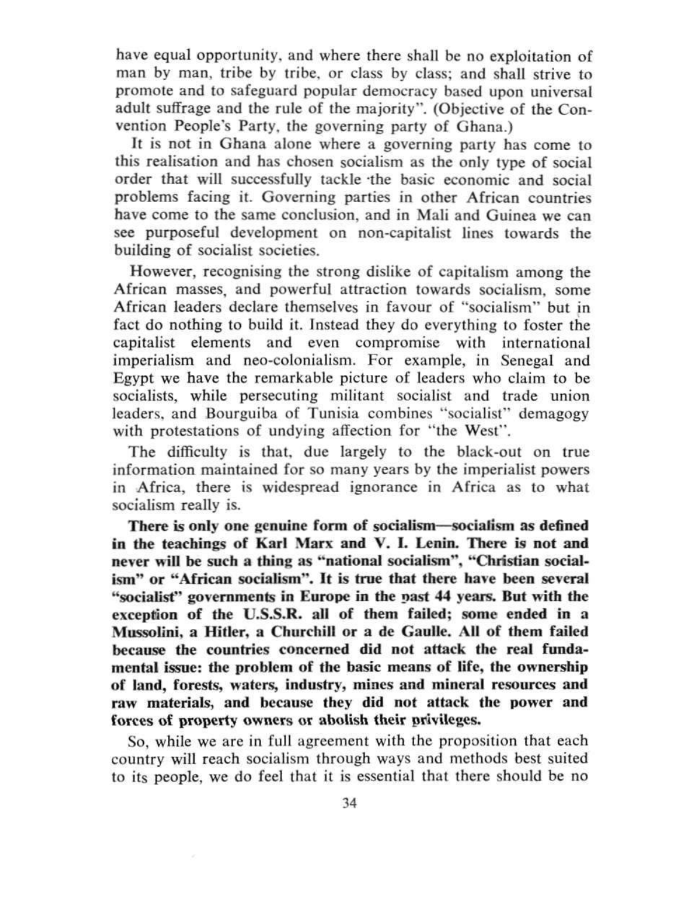have equal opportunity, and where there shall be no exploitation of man by man, tribe by tribe, or class by class; and shall strive to promote and to safeguard popular democracy based upon universal adult suffrage and the rule of the majority". (Objective of the Convention People's Party, the governing party of Ghana.)

It is not in Ghana alone where a governing party has come to this realisation and has chosen socialism as the only type of social order that will successfully tackle the basic economic and social problems facing it. Governing parties in other African countries have come to the same conclusion, and in Mali and Guinea we can see purposeful development on non-capitalist lines towards the building of socialist societies.

However, recognising the strong dislike of capitalism among the African masses, and powerful attraction towards socialism, some African leaders declare themselves in favour of "socialism" but in fact do nothing to build it. Instead they do everything to foster the capitalist elements and even compromise with international imperialism and neo-colonialism. For example, in Senegal and Egypt we have the remarkable picture of leaders who claim to be socialists, while persecuting militant socialist and trade union leaders, and Bourguiba of Tunisia combines "socialist" demagogy with protestations of undying affection for "the West".

The difficulty is that, due largely to the black-out on true information maintained for so many years by the imperialist powers in Africa, there is widespread ignorance in Africa as to what socialism really is.

**There is only one genuine form of socialism—socialism as defined in the teachings of Karl Marx and V. I. Lenin. There is not and never will be such a thing as "national socialism", "Christian socialism" or "African socialism". It is true that there have been several "socialist" governments in Europe in the past 44 years. But with the exception of the U.S.S.R. all of them failed; some ended in a Mussolini, a Hitler, a Churchill or a de Gaulle. All of them failed because the countries concerned did not attack the real fundamental issue: the problem of the basic means of life, the ownership of land, forests, waters, industry, mines and mineral resources and raw materials, and because they did not attack the power and forces of property owners or abolish their privileges.**

So, while we are in full agreement with the proposition that each country will reach socialism through ways and methods best suited to its people, we do feel that it is essential that there should be no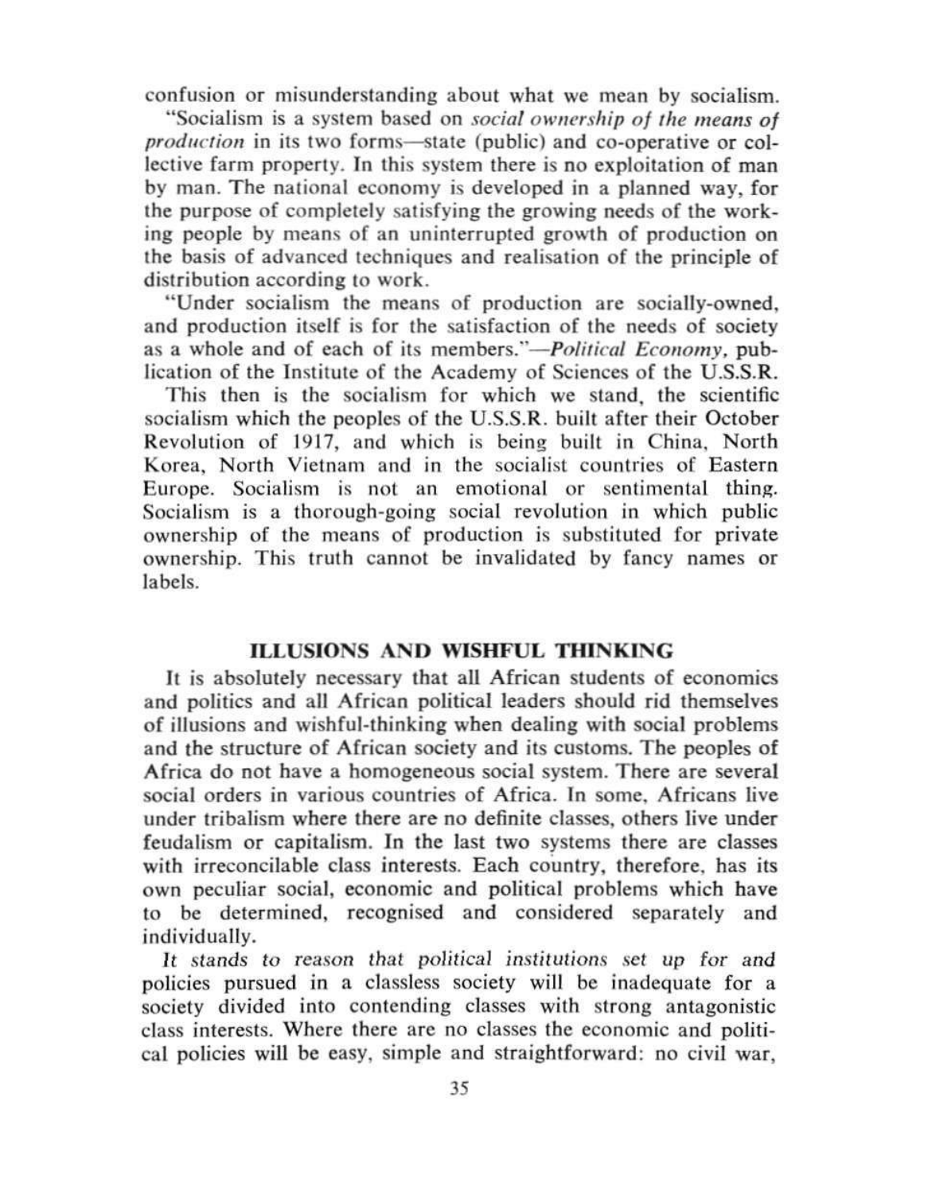confusion or misunderstanding about what we mean by socialism.

"Socialism is a system based on *social ownership of the means of production* in its two forms—state (public) and co-operative or collective farm property. In this system there is no exploitation of man by man. The national economy is developed in a planned way, for the purpose of completely satisfying the growing needs of the working people by means of an uninterrupted growth of production on the basis of advanced techniques and realisation of the principle of distribution according to work.

"Under socialism the means of production are socially-owned, and production itself is for the satisfaction of the needs of society as a whole and of each of its members."—*Political Economy*, publication of the Institute of the Academy of Sciences of the U.S.S.R.

This then is the socialism for which we stand, the scientific socialism which the peoples of the U.S.S.R. built after their October Revolution of 1917, and which is being built in China, North Korea, North Vietnam and in the socialist countries of Eastern Europe. Socialism is not an emotional or sentimental thing. Socialism is a thorough-going social revolution in which public ownership of the means of production is substituted for private ownership. This truth cannot be invalidated by fancy names or labels.

## ILLUSIONS AND WISHFUL THINKING

It is absolutely necessary that all African students of economics and politics and all African political leaders should rid themselves of illusions and wishful-thinking when dealing with social problems and the structure of African society and its customs. The peoples of Africa do not have a homogeneous social system. There are several social orders in various countries of Africa. In some, Africans live under tribalism where there are no definite classes, others live under feudalism or capitalism. In the last two systems there are classes with irreconcilable class interests. Each country, therefore, has its own peculiar social, economic and political problems which have to be determined, recognised and considered separately and individually.

*It stands to reason that political institutions set up for and policies pursued in a classless society will be inadequate for a society divided into contending classes with strong antagonistic class interests.* Where there are no classes the economic and political policies will be easy, simple and straightforward: no civil war,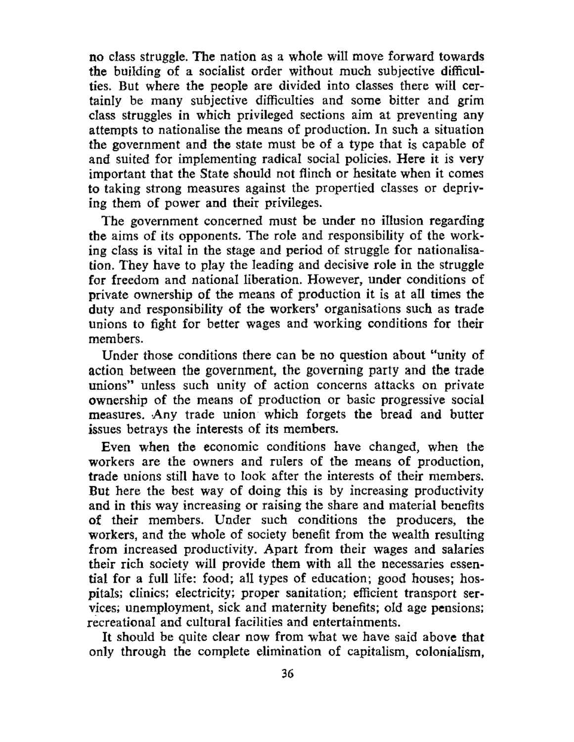no class struggle. The nation as a whole will move forward towards the building of a socialist order without much subjective difficulties. But where the people are divided into classes there will certainly be many subjective difficulties and some bitter and grim class struggles in which privileged sections aim at preventing any attempts to nationalise the means of production. In such a situation the government and the state must be of a type that is capable of and suited for implementing radical social policies. Here it is very important that the State should not flinch or hesitate when it comes to taking strong measures against the propertied classes or depriving them of power and their privileges.

The government concerned must be under no illusion regarding the aims of its opponents. The role and responsibility of the working class is vital in the stage and period of struggle for nationalisation. They have to play the leading and decisive role in the struggle for freedom and national liberation. However, under conditions of private ownership of the means of production it is at all times the duty and responsibility of the workers' organisations such as trade unions to fight for better wages and working conditions for their members.

Under those conditions there can be no question about "unity of action between the government, the governing party and the trade unions" unless such unity of action concerns attacks on private ownership of the means of production or basic progressive social measures. Any trade union which forgets the bread and butter issues betrays the interests of its members.

Even when the economic conditions have changed, when the workers are the owners and rulers of the means of production, trade unions still have to look after the interests of their members. But here the best way of doing this is by increasing productivity and in this way increasing or raising the share and material benefits of their members. Under such conditions the producers, the workers, and the whole of society benefit from the wealth resulting from increased productivity. Apart from their wages and salaries their rich society will provide them with all the necessaries essential for a full life: food; all types of education; good houses; hospitals; clinics; electricity; proper sanitation; efficient transport services; unemployment, sick and maternity benefits; old age pensions; recreational and cultural facilities and entertainments.

It should be quite clear now from what we have said above that only through the complete elimination of capitalism, colonialism,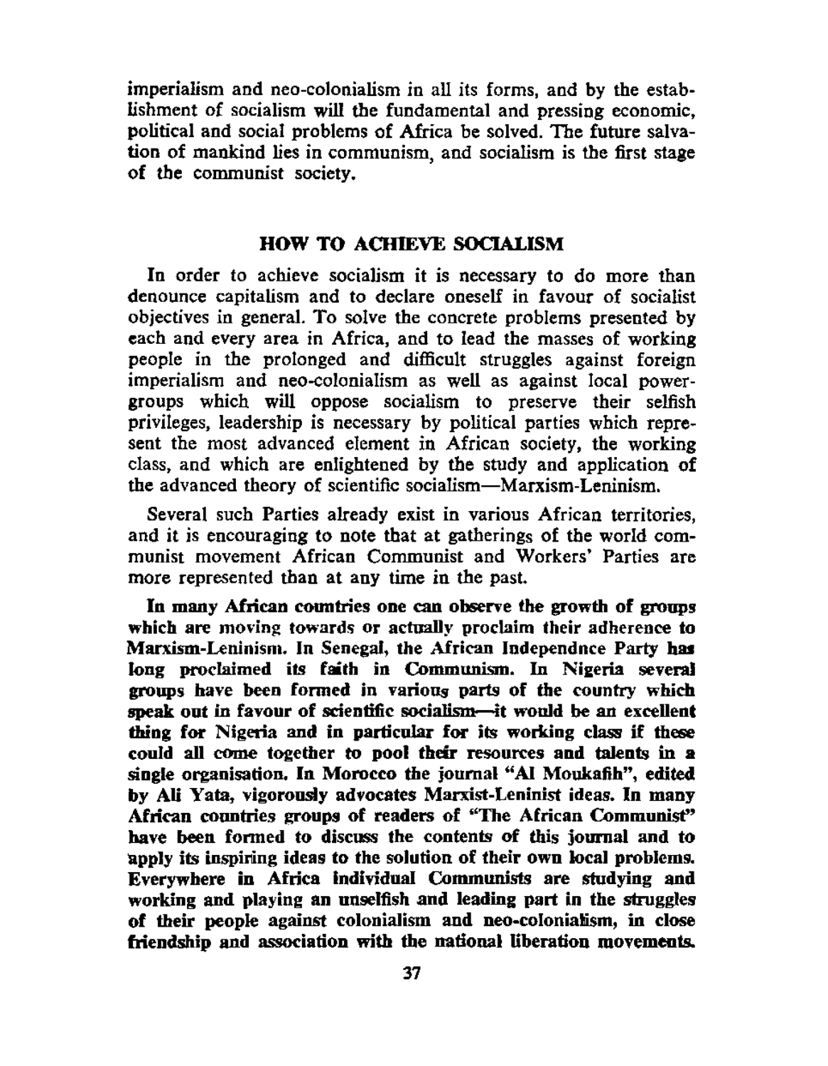imperialism and neo-colonialism in all its forms, and by the establishment of socialism will the fundamental and pressing economic, political and social problems of Africa be solved. The future salvation of mankind lies in communism, and socialism is the first stage of the communist society.

## HOW TO ACHIEVE SOCIALISM

In order to achieve socialism it is necessary to do more than denounce capitalism and to declare oneself in favour of socialist objectives in general. To solve the concrete problems presented by each and every area in Africa, and to lead the masses of working people in the prolonged and difficult struggles against foreign imperialism and neo-colonialism as well as against local power-groups which will oppose socialism to preserve their selfish privileges, leadership is necessary by political parties which represent the most advanced element in African society, the working class, and which are enlightened by the study and application of the advanced theory of scientific socialism—Marxism-Leninism.

Several such Parties already exist in various African territories, and it is encouraging to note that at gatherings of the world communist movement African Communist and Workers' Parties are more represented than at any time in the past.

**In many African countries one can observe the growth of groups which are moving towards or actually proclaim their adherence to Marxism-Leninism. In Senegal, the African Independnce Party has long proclaimed its faith in Communism. In Nigeria several groups have been formed in various parts of the country which speak out in favour of scientific socialism—it would be an excellent thing for Nigeria and in particular for its working class if these could all come together to pool their resources and talents in a single organisation. In Morocco the journal "Al Moukafih", edited by Ali Yata, vigorously advocates Marxist-Leninist ideas. In many African countries groups of readers of "The African Communist" have been formed to discuss the contents of this journal and to apply its inspiring ideas to the solution of their own local problems. Everywhere in Africa individual Communists are studying and working and playing an unselfish and leading part in the struggles of their people against colonialism and neo-colonialism, in close friendship and association with the national liberation movements.**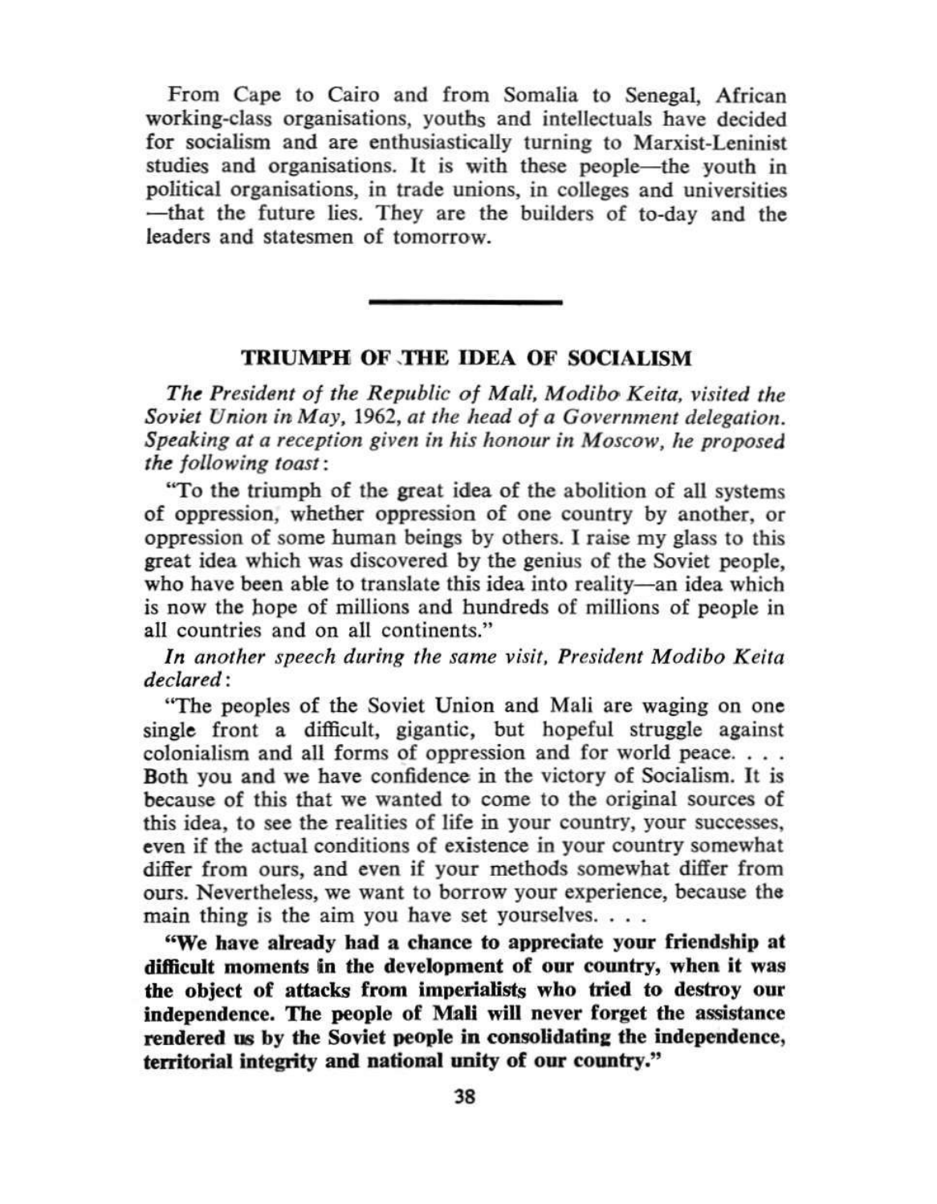From Cape to Cairo and from Somalia to Senegal, African working-class organisations, youths and intellectuals have decided for socialism and are enthusiastically turning to Marxist-Leninist studies and organisations. It is with these people—the youth in political organisations, in trade unions, in colleges and universities—that the future lies. They are the builders of to-day and the leaders and statesmen of tomorrow.

---

## TRIUMPH OF THE IDEA OF SOCIALISM

*The President of the Republic of Mali, Modibo Keita, visited the Soviet Union in May, 1962, at the head of a Government delegation. Speaking at a reception given in his honour in Moscow, he proposed the following toast:*

"To the triumph of the great idea of the abolition of all systems of oppression, whether oppression of one country by another, or oppression of some human beings by others. I raise my glass to this great idea which was discovered by the genius of the Soviet people, who have been able to translate this idea into reality—an idea which is now the hope of millions and hundreds of millions of people in all countries and on all continents."

*In another speech during the same visit, President Modibo Keita declared:*

"The peoples of the Soviet Union and Mali are waging on one single front a difficult, gigantic, but hopeful struggle against colonialism and all forms of oppression and for world peace. . . . Both you and we have confidence in the victory of Socialism. It is because of this that we wanted to come to the original sources of this idea, to see the realities of life in your country, your successes, even if the actual conditions of existence in your country somewhat differ from ours, and even if your methods somewhat differ from ours. Nevertheless, we want to borrow your experience, because the main thing is the aim you have set yourselves. . . .

**"We have already had a chance to appreciate your friendship at difficult moments in the development of our country, when it was the object of attacks from imperialists who tried to destroy our independence. The people of Mali will never forget the assistance rendered us by the Soviet people in consolidating the independence, territorial integrity and national unity of our country."**